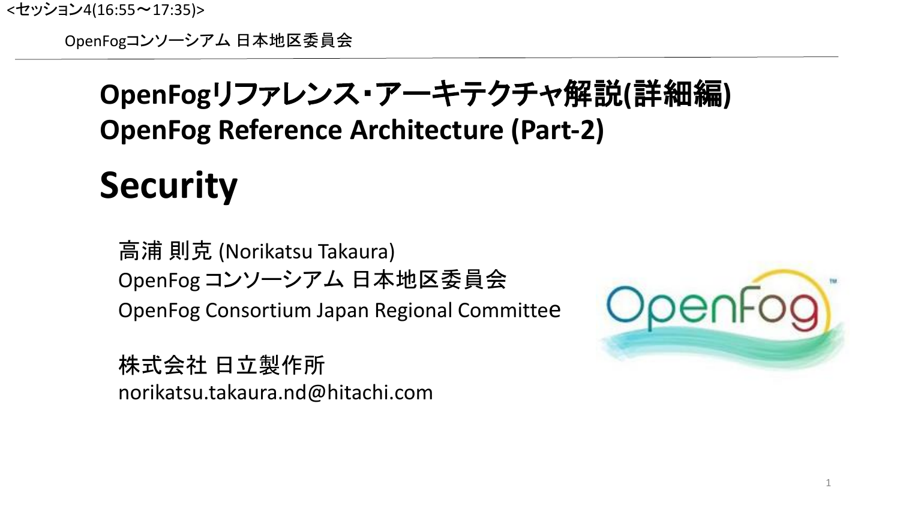<セッション4(16:55～17:35)>

OpenFogコンソーシアム 日本地区委員会

# OpenFogリファレンス･アーキテクチャ解説(詳細編)
# OpenFog Reference Architecture (Part-2)

# Security

高浦 則克 (Norikatsu Takaura)
OpenFog コンソーシアム 日本地区委員会
OpenFog Consortium Japan Regional Committee

株式会社 日立製作所
norikatsu.takaura.nd@hitachi.com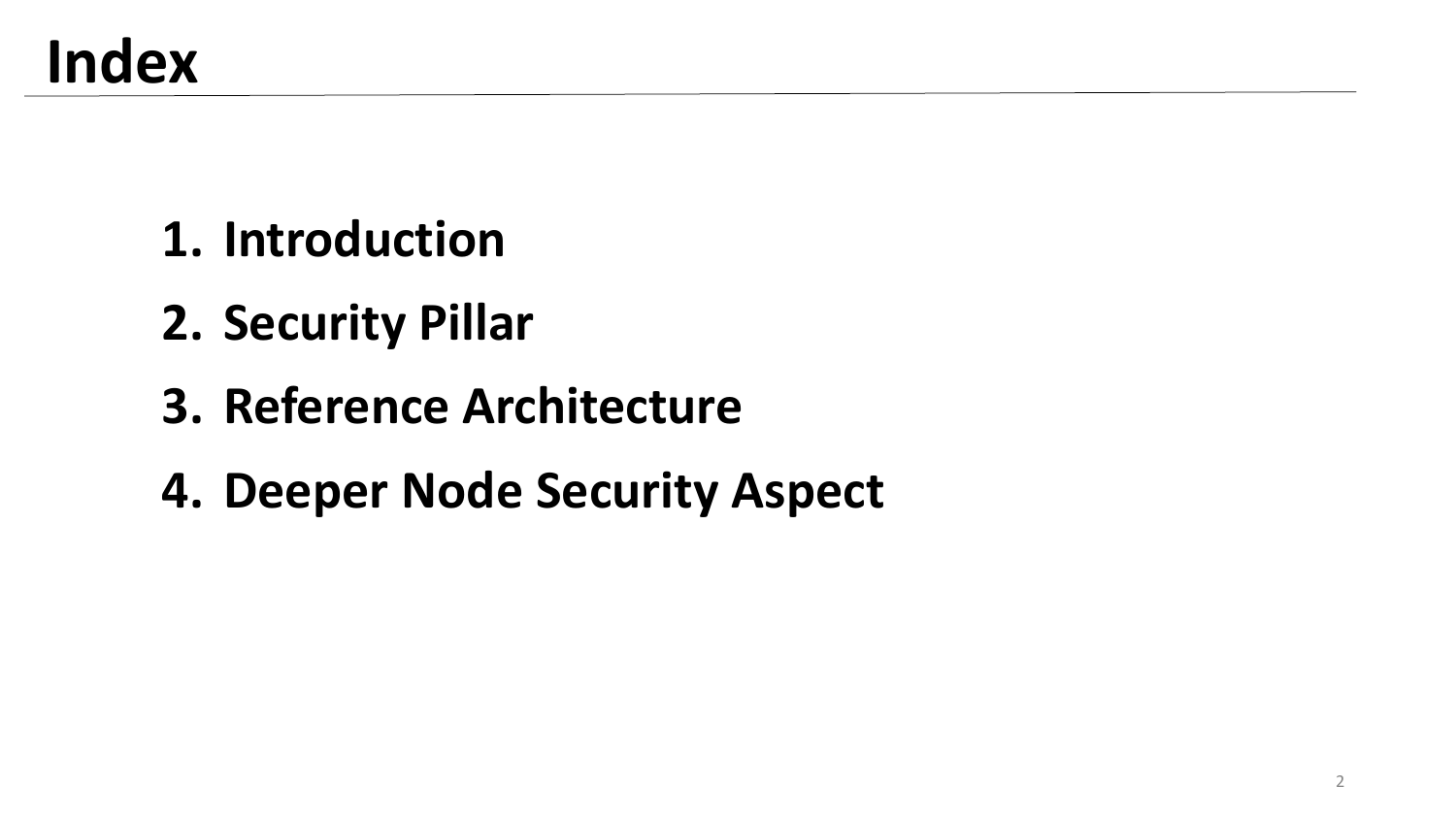# Index

1. **Introduction**
2. **Security Pillar**
3. **Reference Architecture**
4. **Deeper Node Security Aspect**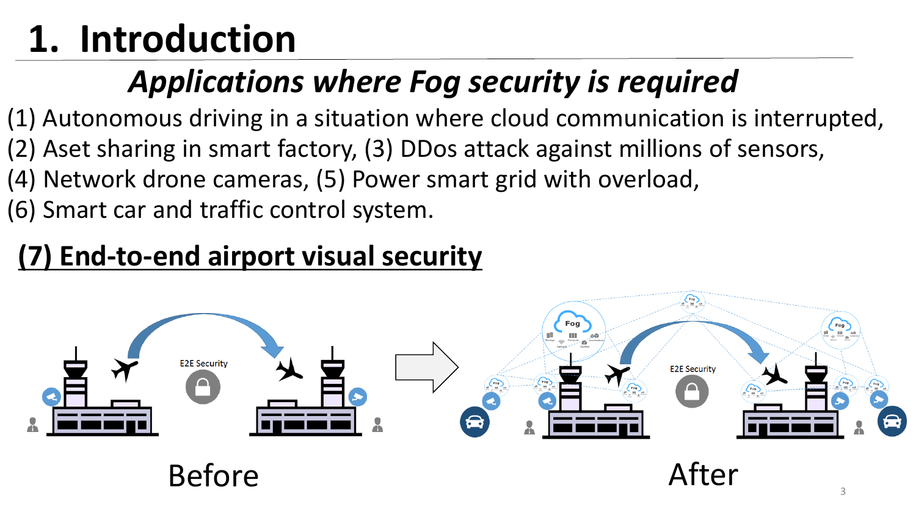# 1. Introduction

## *Applications where Fog security is required*

(1) Autonomous driving in a situation where cloud communication is interrupted,
(2) Aset sharing in smart factory, (3) DDos attack against millions of sensors,
(4) Network drone cameras, (5) Power smart grid with overload,
(6) Smart car and traffic control system.

### (7) End-to-end airport visual security

E2E Security

Before

E2E Security

Fog

After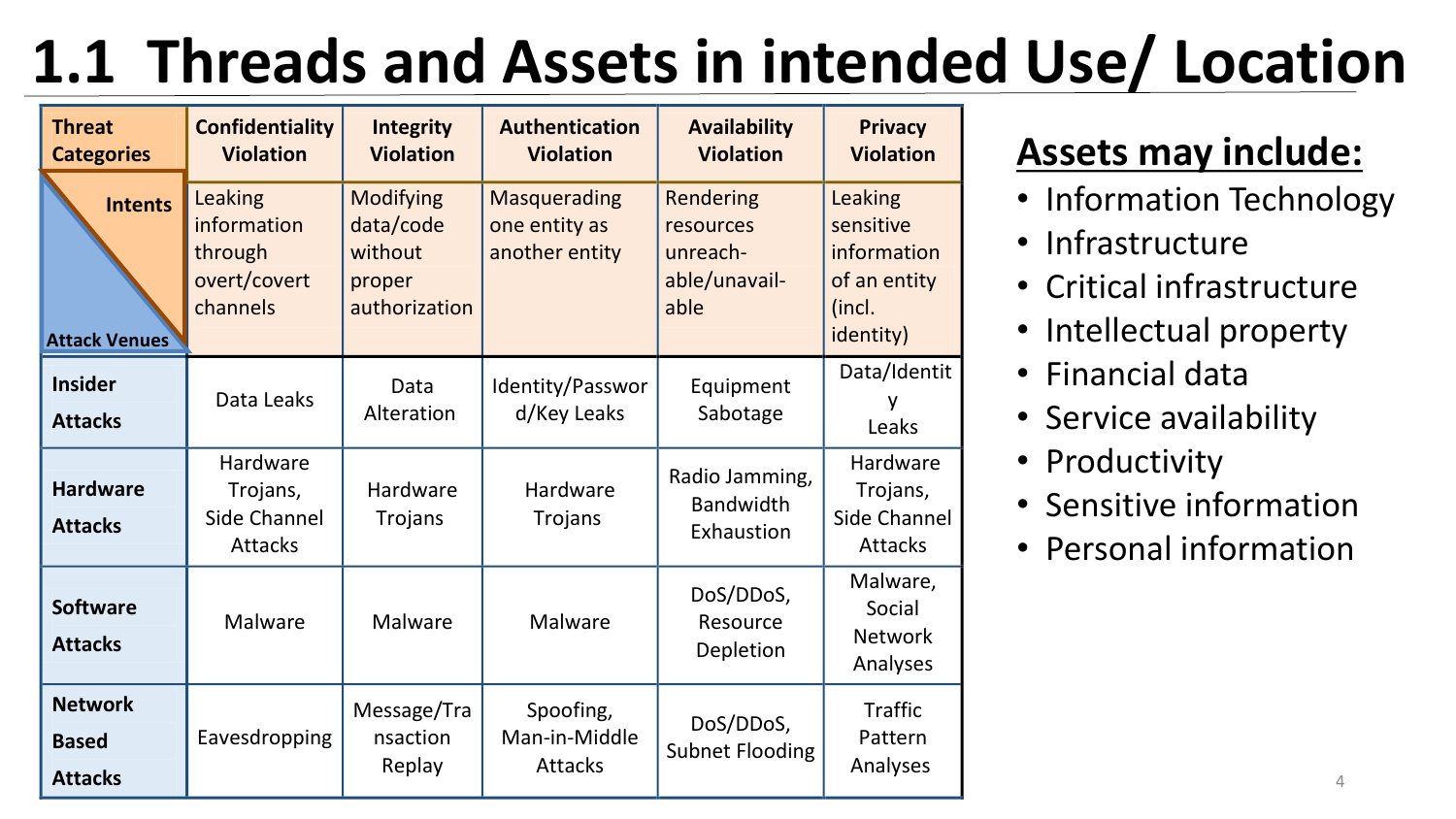# 1.1 Threads and Assets in intended Use/ Location

| Threat Categories / Intents / Attack Venues | Confidentiality Violation | Integrity Violation | Authentication Violation | Availability Violation | Privacy Violation |
|---|---|---|---|---|---|
| | Leaking information through overt/covert channels | Modifying data/code without proper authorization | Masquerading one entity as another entity | Rendering resources unreach-able/unavail-able | Leaking sensitive information of an entity (incl. identity) |
| **Insider Attacks** | Data Leaks | Data Alteration | Identity/Password/Key Leaks | Equipment Sabotage | Data/Identity Leaks |
| **Hardware Attacks** | Hardware Trojans, Side Channel Attacks | Hardware Trojans | Hardware Trojans | Radio Jamming, Bandwidth Exhaustion | Hardware Trojans, Side Channel Attacks |
| **Software Attacks** | Malware | Malware | Malware | DoS/DDoS, Resource Depletion | Malware, Social Network Analyses |
| **Network Based Attacks** | Eavesdropping | Message/Transaction Replay | Spoofing, Man-in-Middle Attacks | DoS/DDoS, Subnet Flooding | Traffic Pattern Analyses |

## Assets may include:

- Information Technology
- Infrastructure
- Critical infrastructure
- Intellectual property
- Financial data
- Service availability
- Productivity
- Sensitive information
- Personal information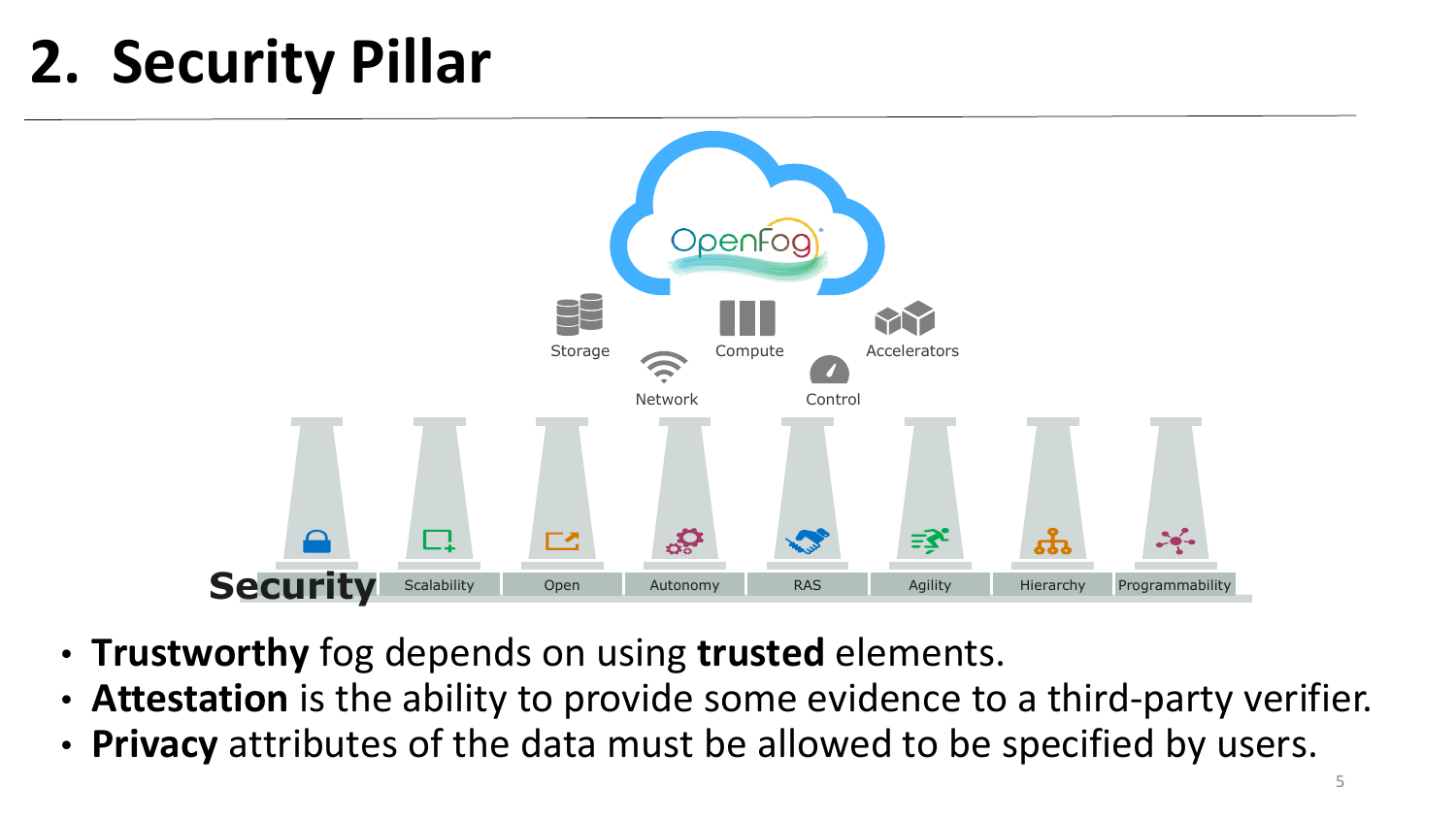# 2. Security Pillar

OpenFog

Storage
Compute
Accelerators
Network
Control

Security
Scalability
Open
Autonomy
RAS
Agility
Hierarchy
Programmability

- **Trustworthy** fog depends on using **trusted** elements.
- **Attestation** is the ability to provide some evidence to a third-party verifier.
- **Privacy** attributes of the data must be allowed to be specified by users.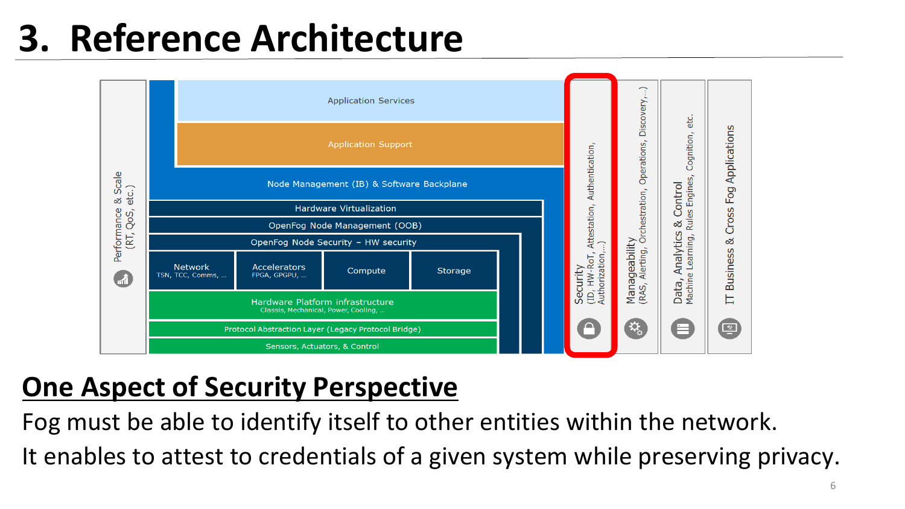# 3. Reference Architecture

Performance & Scale
(RT, QoS, etc.)

Application Services

Application Support

Node Management (IB) & Software Backplane

Hardware Virtualization

OpenFog Node Management (OOB)

OpenFog Node Security – HW security

Network
TSN, TCC, Comms, ...

Accelerators
FPGA, GPGPU, ...

Compute

Storage

Hardware Platform infrastructure
Classis, Mechanical, Power, Cooling, ...

Protocol Abstraction Layer (Legacy Protocol Bridge)

Sensors, Actuators, & Control

Security
(ID, HW-RoT, Attestation, Authentication, Authorization,...)

Manageability
(RAS, Alerting, Orchestration, Operations, Discovery,...)

Data, Analytics & Control
Machine Learning, Rules Engines, Cognition, etc.

IT Business & Cross Fog Applications

## One Aspect of Security Perspective

Fog must be able to identify itself to other entities within the network.

It enables to attest to credentials of a given system while preserving privacy.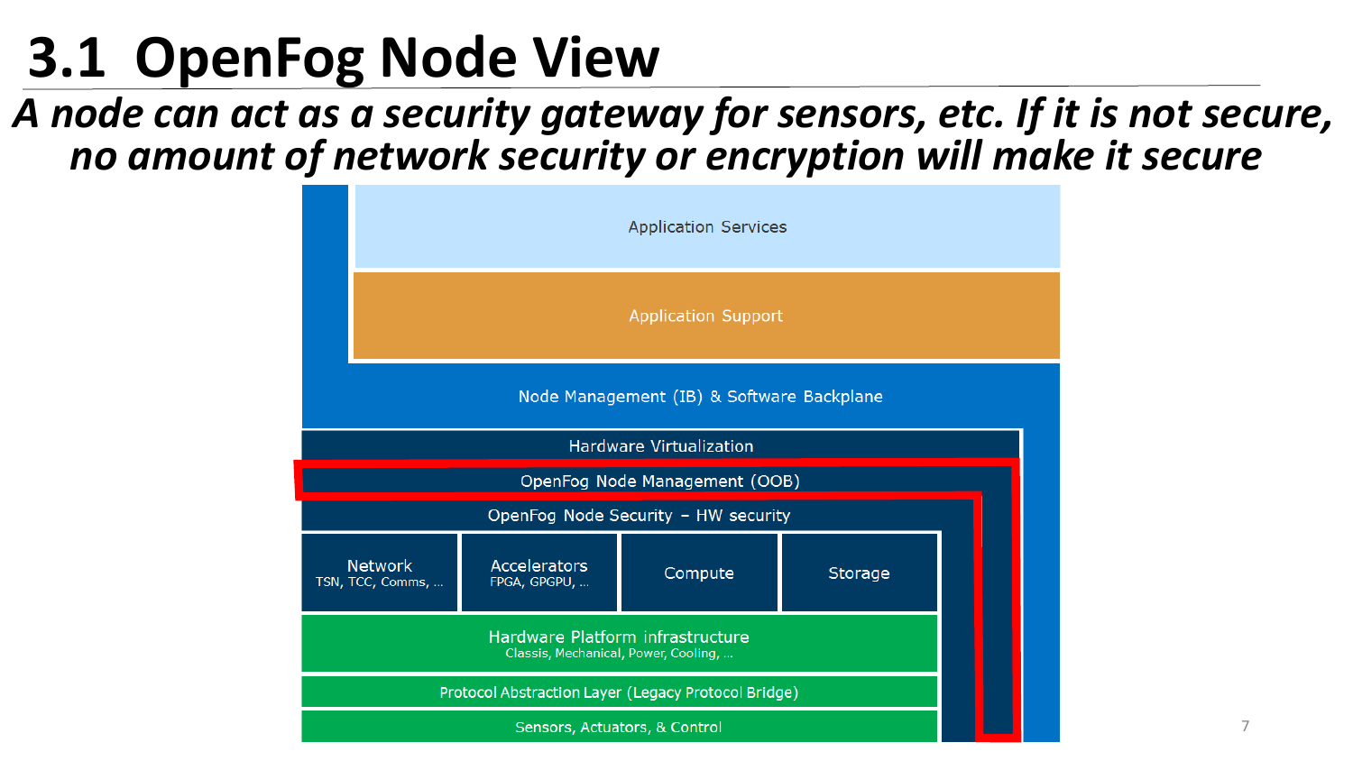# 3.1 OpenFog Node View

***A node can act as a security gateway for sensors, etc. If it is not secure, no amount of network security or encryption will make it secure***

Application Services

Application Support

Node Management (IB) & Software Backplane

Hardware Virtualization

OpenFog Node Management (OOB)

OpenFog Node Security – HW security

Network
TSN, TCC, Comms, ...

Accelerators
FPGA, GPGPU, ...

Compute

Storage

Hardware Platform infrastructure
Classis, Mechanical, Power, Cooling, ...

Protocol Abstraction Layer (Legacy Protocol Bridge)

Sensors, Actuators, & Control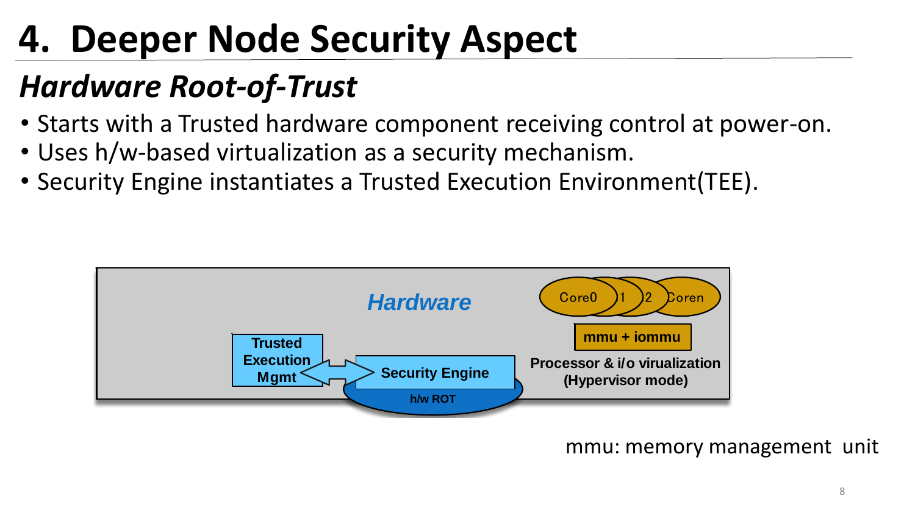# 4. Deeper Node Security Aspect

## *Hardware Root-of-Trust*

- Starts with a Trusted hardware component receiving control at power-on.
- Uses h/w-based virtualization as a security mechanism.
- Security Engine instantiates a Trusted Execution Environment(TEE).

Hardware

Core0 1 2 Coren

mmu + iommu

Processor & i/o virualization (Hypervisor mode)

Trusted Execution Mgmt

Security Engine

h/w ROT

mmu: memory management unit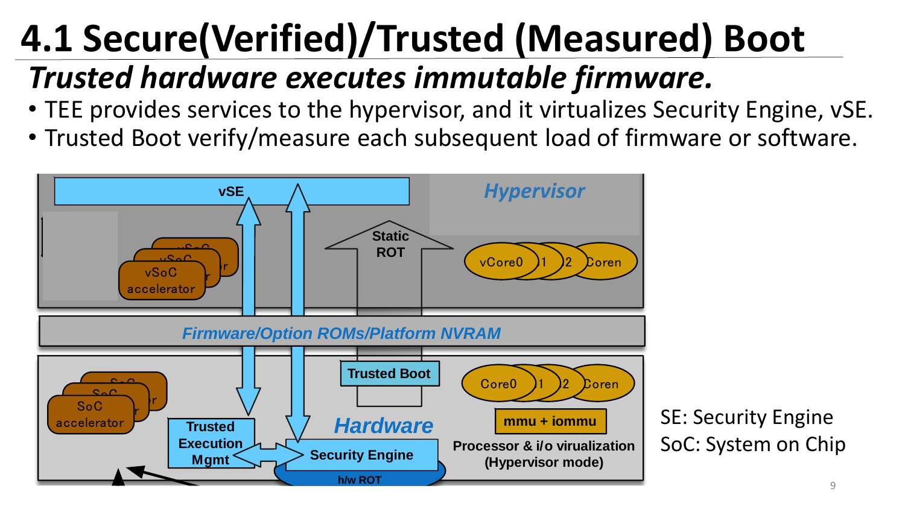# 4.1 Secure(Verified)/Trusted (Measured) Boot

## *Trusted hardware executes immutable firmware.*

- TEE provides services to the hypervisor, and it virtualizes Security Engine, vSE.
- Trusted Boot verify/measure each subsequent load of firmware or software.

vSE

Hypervisor

Static ROT

vSoC accelerator

vCore0 1 2 Coren

Firmware/Option ROMs/Platform NVRAM

Trusted Boot

SoC accelerator

Core0 1 2 Coren

Hardware

mmu + iommu

Trusted Execution Mgmt

Security Engine

h/w ROT

Processor & i/o virtualization (Hypervisor mode)

SE: Security Engine

SoC: System on Chip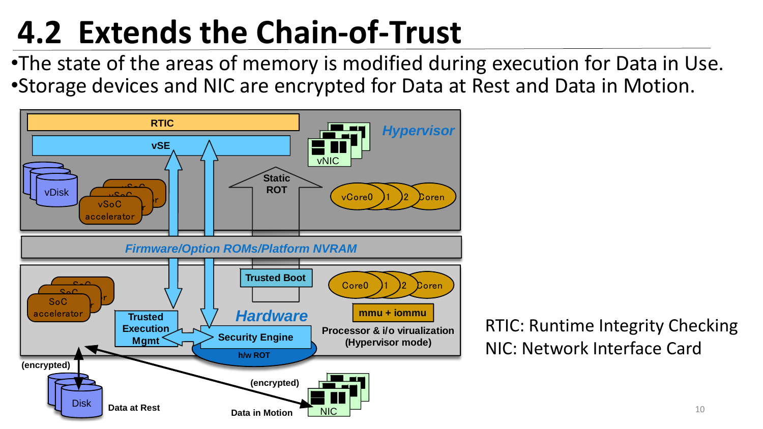# 4.2 Extends the Chain-of-Trust

- The state of the areas of memory is modified during execution for Data in Use.
- Storage devices and NIC are encrypted for Data at Rest and Data in Motion.

RTIC

vSE

Hypervisor

vNIC

vDisk

vSoC accelerator

Static ROT

vCore0 1 2 Coren

Firmware/Option ROMs/Platform NVRAM

Trusted Boot

SoC accelerator

Core0 1 2 Coren

Hardware

mmu + iommu

Trusted Execution Mgmt

Security Engine

h/w ROT

Processor & i/o virualization (Hypervisor mode)

(encrypted)

(encrypted)

Disk

Data at Rest

Data in Motion

NIC

RTIC: Runtime Integrity Checking
NIC: Network Interface Card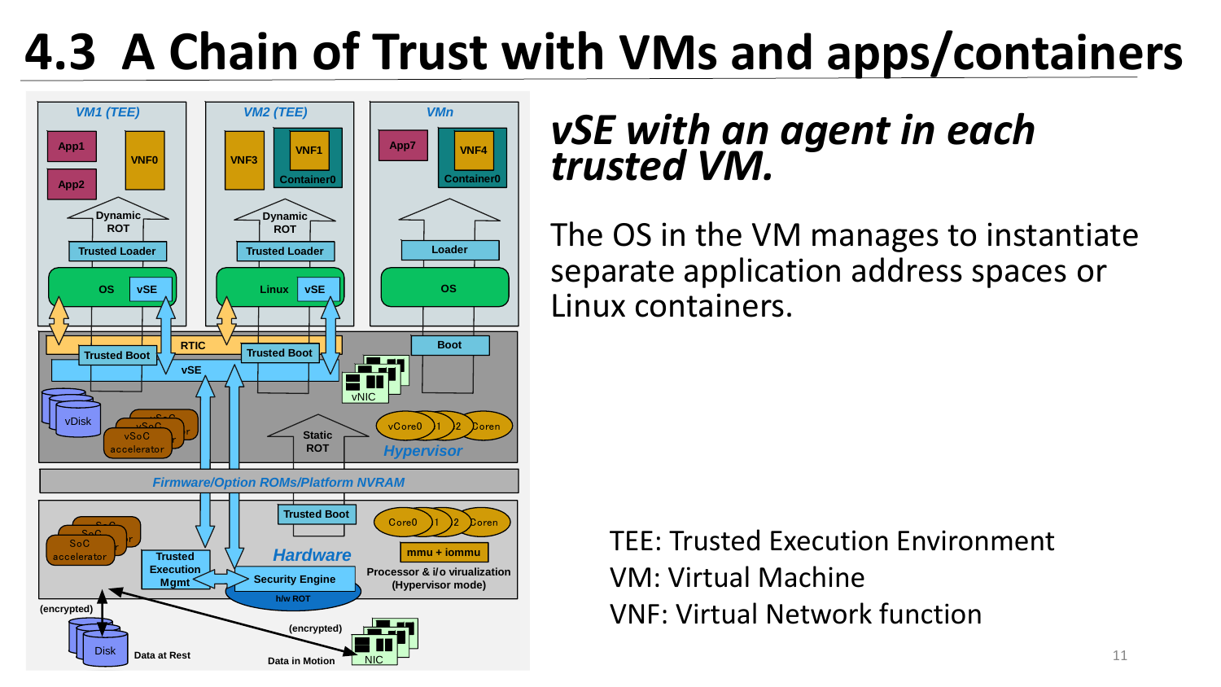# 4.3 A Chain of Trust with VMs and apps/containers

VM1 (TEE)
App1
App2
VNF0
Dynamic ROT
Trusted Loader
OS
vSE

VM2 (TEE)
VNF3
VNF1
Container0
Dynamic ROT
Trusted Loader
Linux
vSE

VMn
App7
VNF4
Container0
Loader
OS

RTIC
Trusted Boot
Trusted Boot
vSE
Boot
vNIC
vDisk
vSoC accelerator
vCore0
1
2
Coren
Static ROT
Hypervisor

Firmware/Option ROMs/Platform NVRAM

Trusted Boot
Core0
1
2
Coren
SoC accelerator
Hardware
mmu + iommu
Trusted Execution Mgmt
Security Engine
Processor & i/o virtualization (Hypervisor mode)
h/w ROT
(encrypted)
(encrypted)
Disk
Data at Rest
Data in Motion
NIC

***vSE with an agent in each trusted VM.***

The OS in the VM manages to instantiate separate application address spaces or Linux containers.

TEE: Trusted Execution Environment
VM: Virtual Machine
VNF: Virtual Network function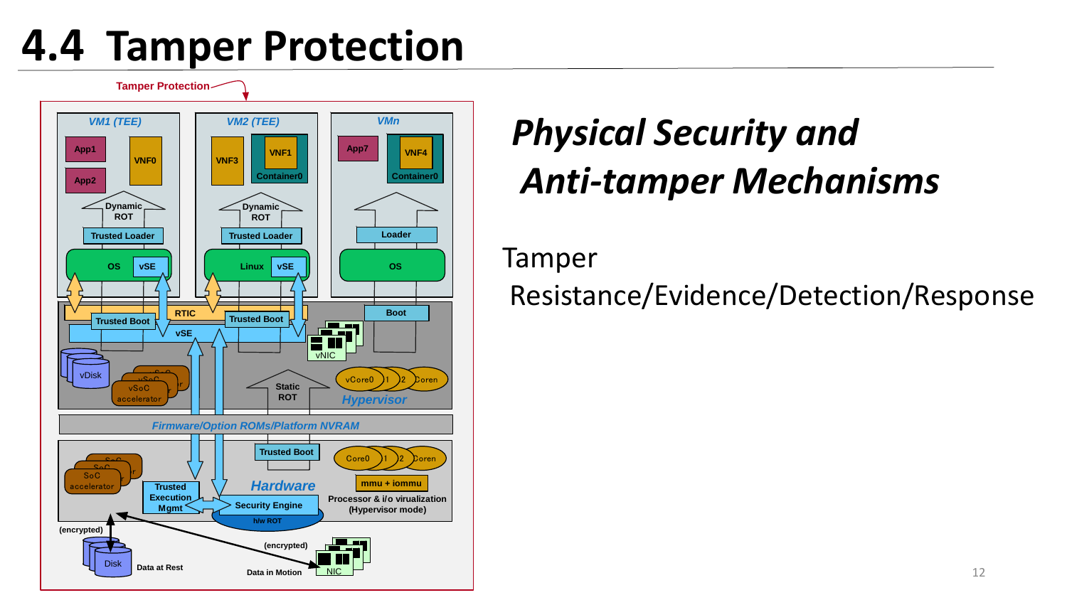# 4.4 Tamper Protection

Tamper Protection

VM1 (TEE)
App1
App2
VNF0
Dynamic ROT
Trusted Loader
OS
vSE

VM2 (TEE)
VNF3
VNF1
Container0
Dynamic ROT
Trusted Loader
Linux
vSE

VMn
App7
VNF4
Container0
Loader
OS

RTIC
Trusted Boot
Trusted Boot
Boot
vSE
vNIC
vDisk
vSoC accelerator
Static ROT
vCore0
Coren
Hypervisor

Firmware/Option ROMs/Platform NVRAM

Trusted Boot
SoC accelerator
Hardware
Core0
Coren
mmu + iommu
Trusted Execution Mgmt
Security Engine
h/w ROT
Processor & i/o virtualization (Hypervisor mode)

(encrypted)
Disk
Data at Rest
(encrypted)
Data in Motion
NIC

***Physical Security and Anti-tamper Mechanisms***

Tamper Resistance/Evidence/Detection/Response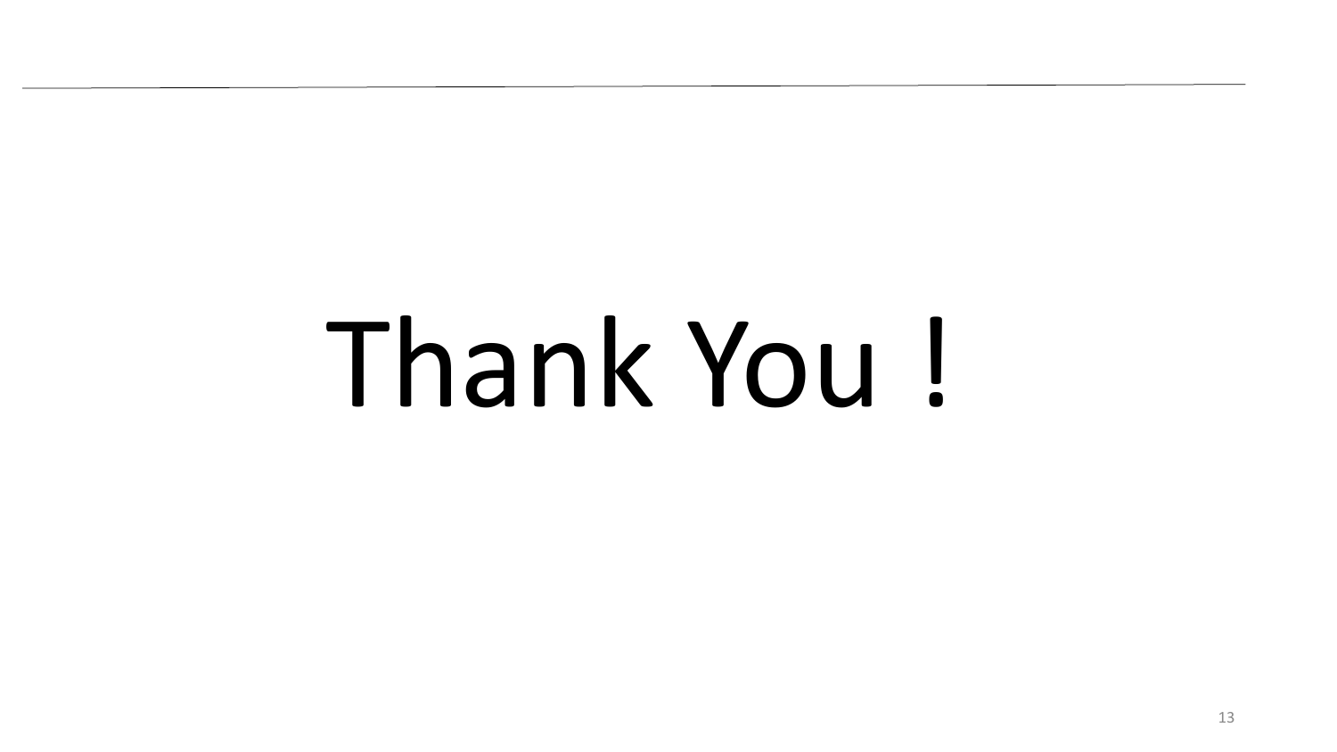# Thank You !